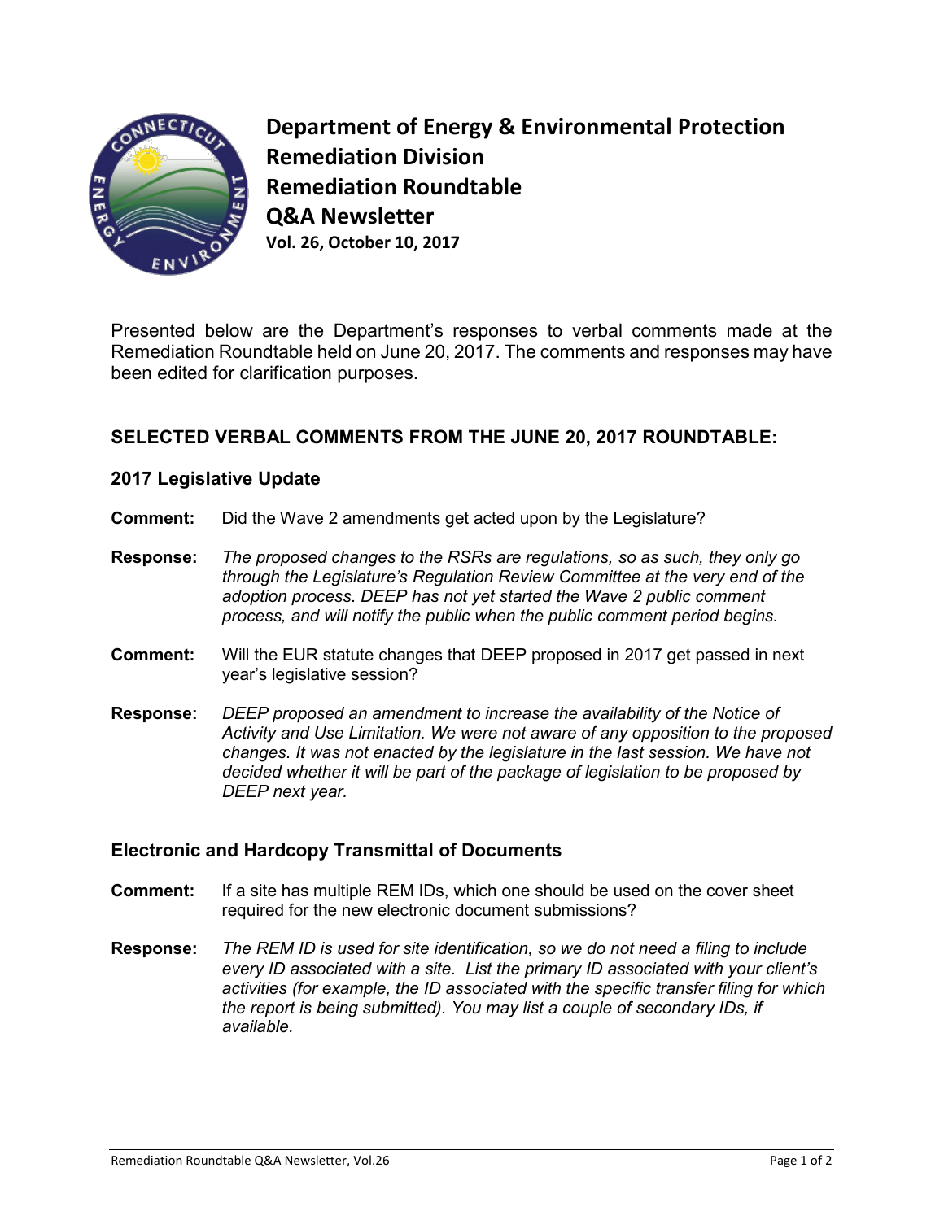# Department of Energy & Environmental Protection
## Remediation Division
## Remediation Roundtable
## Q&A Newsletter
**Vol. 26, October 10, 2017**

Presented below are the Department's responses to verbal comments made at the Remediation Roundtable held on June 20, 2017. The comments and responses may have been edited for clarification purposes.

## SELECTED VERBAL COMMENTS FROM THE JUNE 20, 2017 ROUNDTABLE:

### 2017 Legislative Update

**Comment:** Did the Wave 2 amendments get acted upon by the Legislature?

**Response:** *The proposed changes to the RSRs are regulations, so as such, they only go through the Legislature's Regulation Review Committee at the very end of the adoption process. DEEP has not yet started the Wave 2 public comment process, and will notify the public when the public comment period begins.*

**Comment:** Will the EUR statute changes that DEEP proposed in 2017 get passed in next year's legislative session?

**Response:** *DEEP proposed an amendment to increase the availability of the Notice of Activity and Use Limitation. We were not aware of any opposition to the proposed changes. It was not enacted by the legislature in the last session. We have not decided whether it will be part of the package of legislation to be proposed by DEEP next year.*

### Electronic and Hardcopy Transmittal of Documents

**Comment:** If a site has multiple REM IDs, which one should be used on the cover sheet required for the new electronic document submissions?

**Response:** *The REM ID is used for site identification, so we do not need a filing to include every ID associated with a site. List the primary ID associated with your client's activities (for example, the ID associated with the specific transfer filing for which the report is being submitted). You may list a couple of secondary IDs, if available.*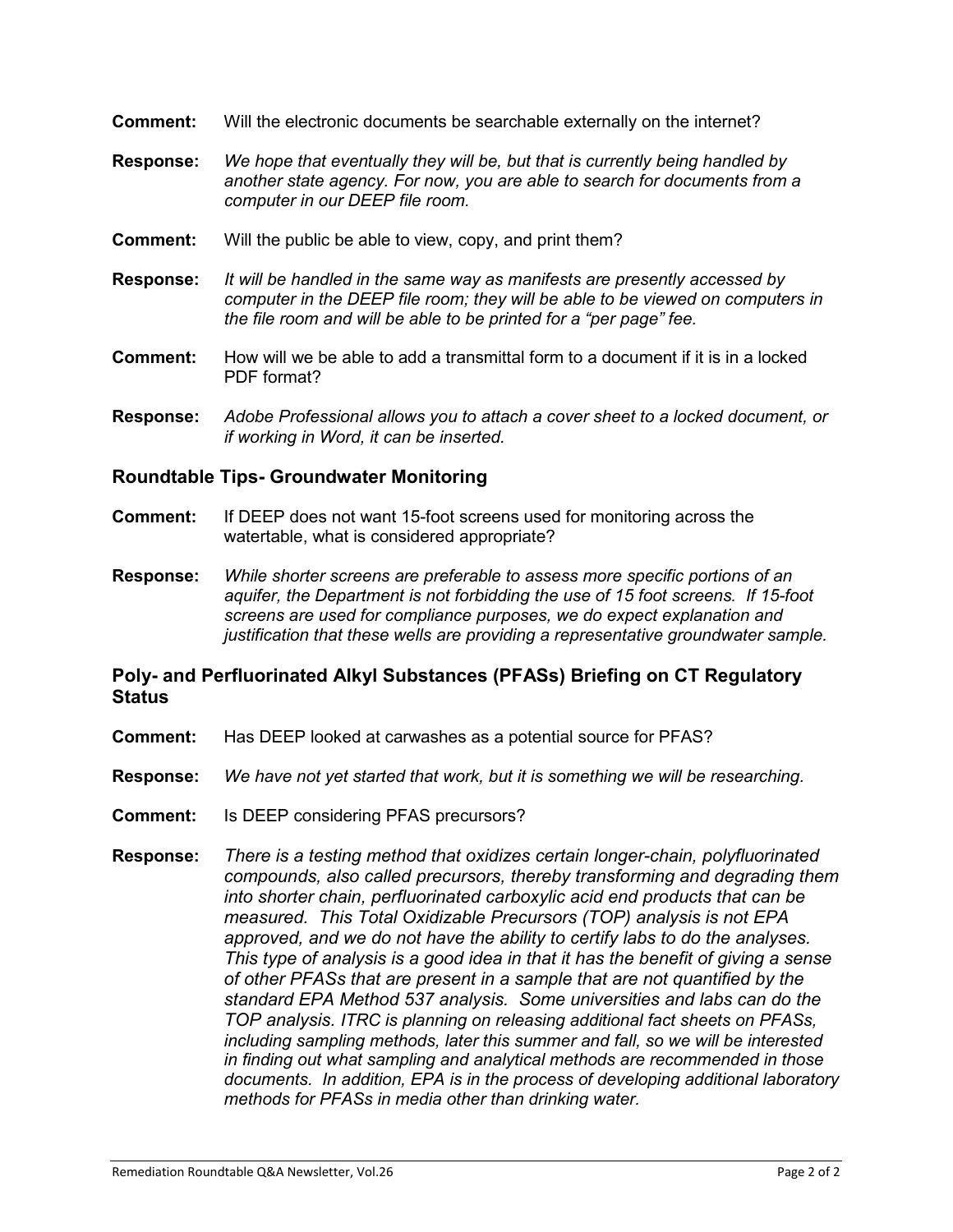**Comment:** Will the electronic documents be searchable externally on the internet?

**Response:** *We hope that eventually they will be, but that is currently being handled by another state agency. For now, you are able to search for documents from a computer in our DEEP file room.*

**Comment:** Will the public be able to view, copy, and print them?

**Response:** *It will be handled in the same way as manifests are presently accessed by computer in the DEEP file room; they will be able to be viewed on computers in the file room and will be able to be printed for a "per page" fee.*

**Comment:** How will we be able to add a transmittal form to a document if it is in a locked PDF format?

**Response:** *Adobe Professional allows you to attach a cover sheet to a locked document, or if working in Word, it can be inserted.*

## Roundtable Tips- Groundwater Monitoring

**Comment:** If DEEP does not want 15-foot screens used for monitoring across the watertable, what is considered appropriate?

**Response:** *While shorter screens are preferable to assess more specific portions of an aquifer, the Department is not forbidding the use of 15 foot screens. If 15-foot screens are used for compliance purposes, we do expect explanation and justification that these wells are providing a representative groundwater sample.*

## Poly- and Perfluorinated Alkyl Substances (PFASs) Briefing on CT Regulatory Status

**Comment:** Has DEEP looked at carwashes as a potential source for PFAS?

**Response:** *We have not yet started that work, but it is something we will be researching.*

**Comment:** Is DEEP considering PFAS precursors?

**Response:** *There is a testing method that oxidizes certain longer-chain, polyfluorinated compounds, also called precursors, thereby transforming and degrading them into shorter chain, perfluorinated carboxylic acid end products that can be measured. This Total Oxidizable Precursors (TOP) analysis is not EPA approved, and we do not have the ability to certify labs to do the analyses. This type of analysis is a good idea in that it has the benefit of giving a sense of other PFASs that are present in a sample that are not quantified by the standard EPA Method 537 analysis. Some universities and labs can do the TOP analysis. ITRC is planning on releasing additional fact sheets on PFASs, including sampling methods, later this summer and fall, so we will be interested in finding out what sampling and analytical methods are recommended in those documents. In addition, EPA is in the process of developing additional laboratory methods for PFASs in media other than drinking water.*